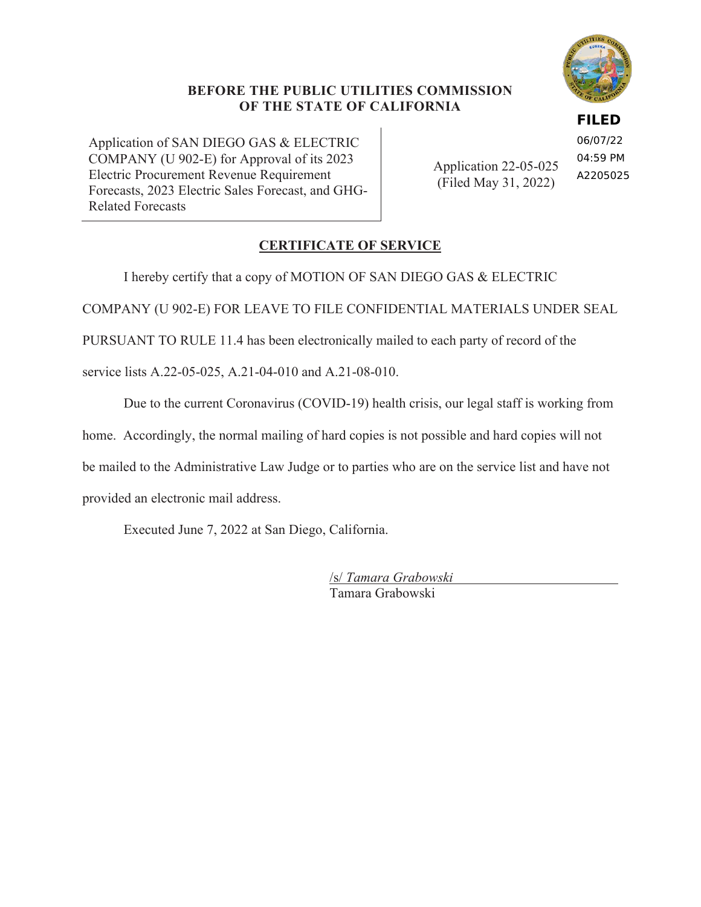**BEFORE THE PUBLIC UTILITIES COMMISSION OF THE STATE OF CALIFORNIA**

**FILED**
06/07/22
04:59 PM
A2205025

| Application of SAN DIEGO GAS & ELECTRIC COMPANY (U 902-E) for Approval of its 2023 Electric Procurement Revenue Requirement Forecasts, 2023 Electric Sales Forecast, and GHG-Related Forecasts | Application 22-05-025 (Filed May 31, 2022) |
|---|---|

## CERTIFICATE OF SERVICE

I hereby certify that a copy of MOTION OF SAN DIEGO GAS & ELECTRIC COMPANY (U 902-E) FOR LEAVE TO FILE CONFIDENTIAL MATERIALS UNDER SEAL PURSUANT TO RULE 11.4 has been electronically mailed to each party of record of the service lists A.22-05-025, A.21-04-010 and A.21-08-010.

Due to the current Coronavirus (COVID-19) health crisis, our legal staff is working from home. Accordingly, the normal mailing of hard copies is not possible and hard copies will not be mailed to the Administrative Law Judge or to parties who are on the service list and have not provided an electronic mail address.

Executed June 7, 2022 at San Diego, California.

/s/ *Tamara Grabowski*
Tamara Grabowski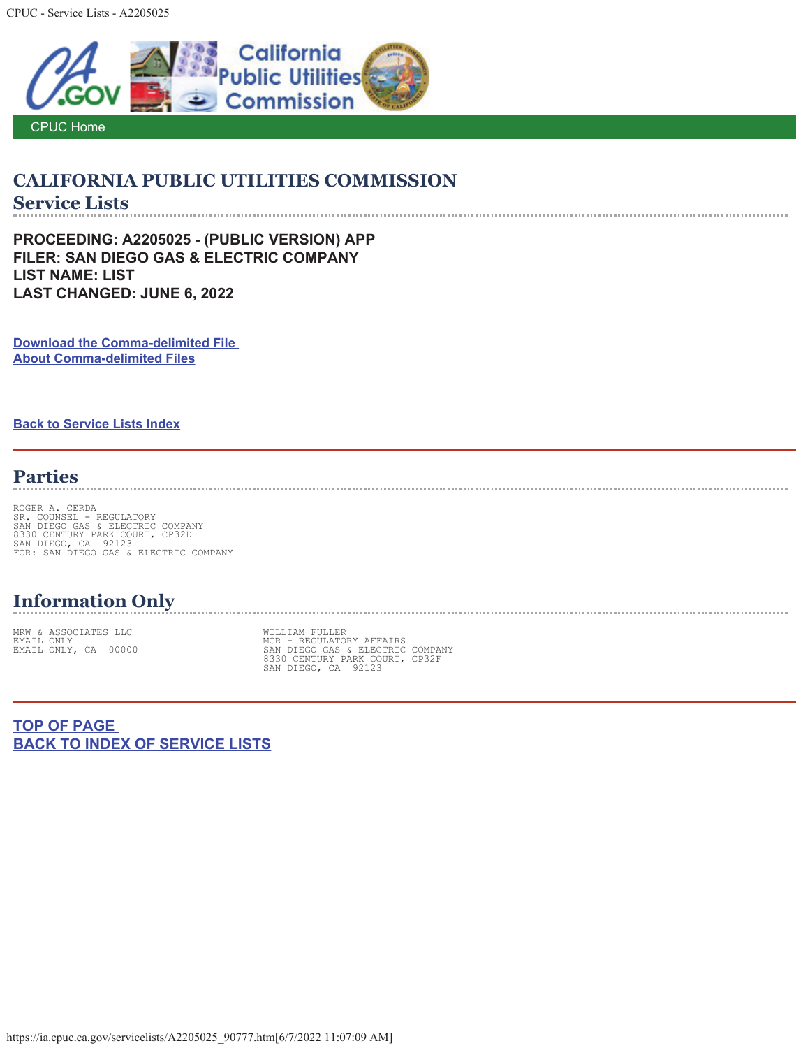CPUC Home

# CALIFORNIA PUBLIC UTILITIES COMMISSION

## Service Lists

**PROCEEDING: A2205025 - (PUBLIC VERSION) APP**
**FILER: SAN DIEGO GAS & ELECTRIC COMPANY**
**LIST NAME: LIST**
**LAST CHANGED: JUNE 6, 2022**

**Download the Comma-delimited File**
**About Comma-delimited Files**

**Back to Service Lists Index**

## Parties

ROGER A. CERDA
SR. COUNSEL - REGULATORY
SAN DIEGO GAS & ELECTRIC COMPANY
8330 CENTURY PARK COURT, CP32D
SAN DIEGO, CA 92123
FOR: SAN DIEGO GAS & ELECTRIC COMPANY

## Information Only

MRW & ASSOCIATES LLC
EMAIL ONLY
EMAIL ONLY, CA 00000

WILLIAM FULLER
MGR - REGULATORY AFFAIRS
SAN DIEGO GAS & ELECTRIC COMPANY
8330 CENTURY PARK COURT, CP32F
SAN DIEGO, CA 92123

**TOP OF PAGE**
**BACK TO INDEX OF SERVICE LISTS**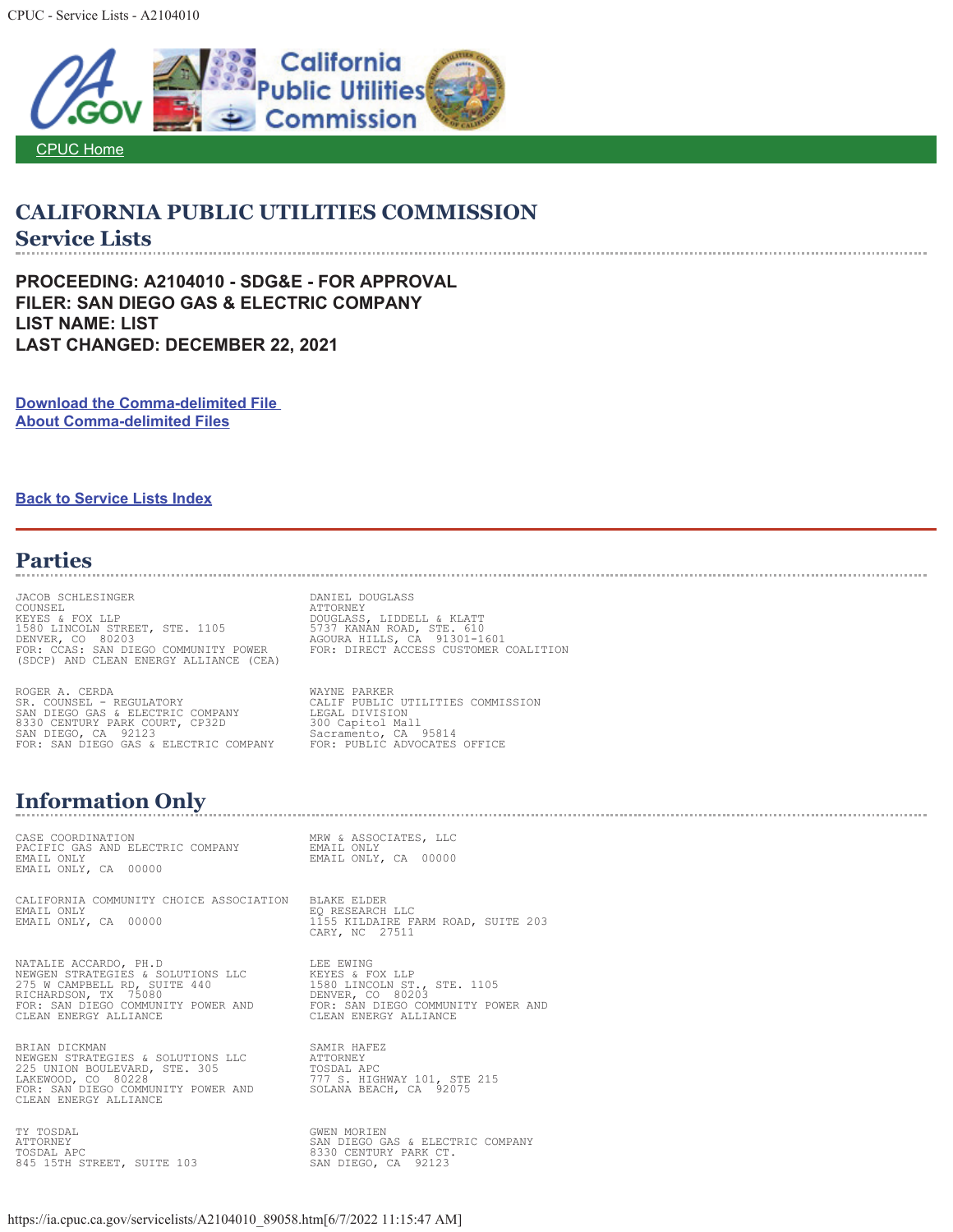CPUC - Service Lists - A2104010

CPUC Home

# CALIFORNIA PUBLIC UTILITIES COMMISSION
## Service Lists

**PROCEEDING: A2104010 - SDG&E - FOR APPROVAL**
**FILER: SAN DIEGO GAS & ELECTRIC COMPANY**
**LIST NAME: LIST**
**LAST CHANGED: DECEMBER 22, 2021**

**Download the Comma-delimited File**
**About Comma-delimited Files**

**Back to Service Lists Index**

## Parties

JACOB SCHLESINGER
COUNSEL
KEYES & FOX LLP
1580 LINCOLN STREET, STE. 1105
DENVER, CO 80203
FOR: CCAS: SAN DIEGO COMMUNITY POWER (SDCP) AND CLEAN ENERGY ALLIANCE (CEA)

DANIEL DOUGLASS
ATTORNEY
DOUGLASS, LIDDELL & KLATT
5737 KANAN ROAD, STE. 610
AGOURA HILLS, CA 91301-1601
FOR: DIRECT ACCESS CUSTOMER COALITION

ROGER A. CERDA
SR. COUNSEL - REGULATORY
SAN DIEGO GAS & ELECTRIC COMPANY
8330 CENTURY PARK COURT, CP32D
SAN DIEGO, CA 92123
FOR: SAN DIEGO GAS & ELECTRIC COMPANY

WAYNE PARKER
CALIF PUBLIC UTILITIES COMMISSION
LEGAL DIVISION
300 Capitol Mall
Sacramento, CA 95814
FOR: PUBLIC ADVOCATES OFFICE

## Information Only

CASE COORDINATION
PACIFIC GAS AND ELECTRIC COMPANY
EMAIL ONLY
EMAIL ONLY, CA 00000

MRW & ASSOCIATES, LLC
EMAIL ONLY
EMAIL ONLY, CA 00000

CALIFORNIA COMMUNITY CHOICE ASSOCIATION
EMAIL ONLY
EMAIL ONLY, CA 00000

BLAKE ELDER
EQ RESEARCH LLC
1155 KILDAIRE FARM ROAD, SUITE 203
CARY, NC 27511

NATALIE ACCARDO, PH.D
NEWGEN STRATEGIES & SOLUTIONS LLC
275 W CAMPBELL RD, SUITE 440
RICHARDSON, TX 75080
FOR: SAN DIEGO COMMUNITY POWER AND CLEAN ENERGY ALLIANCE

LEE EWING
KEYES & FOX LLP
1580 LINCOLN ST., STE. 1105
DENVER, CO 80203
FOR: SAN DIEGO COMMUNITY POWER AND CLEAN ENERGY ALLIANCE

BRIAN DICKMAN
NEWGEN STRATEGIES & SOLUTIONS LLC
225 UNION BOULEVARD, STE. 305
LAKEWOOD, CO 80228
FOR: SAN DIEGO COMMUNITY POWER AND CLEAN ENERGY ALLIANCE

SAMIR HAFEZ
ATTORNEY
TOSDAL APC
777 S. HIGHWAY 101, STE 215
SOLANA BEACH, CA 92075

TY TOSDAL
ATTORNEY
TOSDAL APC
845 15TH STREET, SUITE 103

GWEN MORIEN
SAN DIEGO GAS & ELECTRIC COMPANY
8330 CENTURY PARK CT.
SAN DIEGO, CA 92123

https://ia.cpuc.ca.gov/servicelists/A2104010_89058.htm[6/7/2022 11:15:47 AM]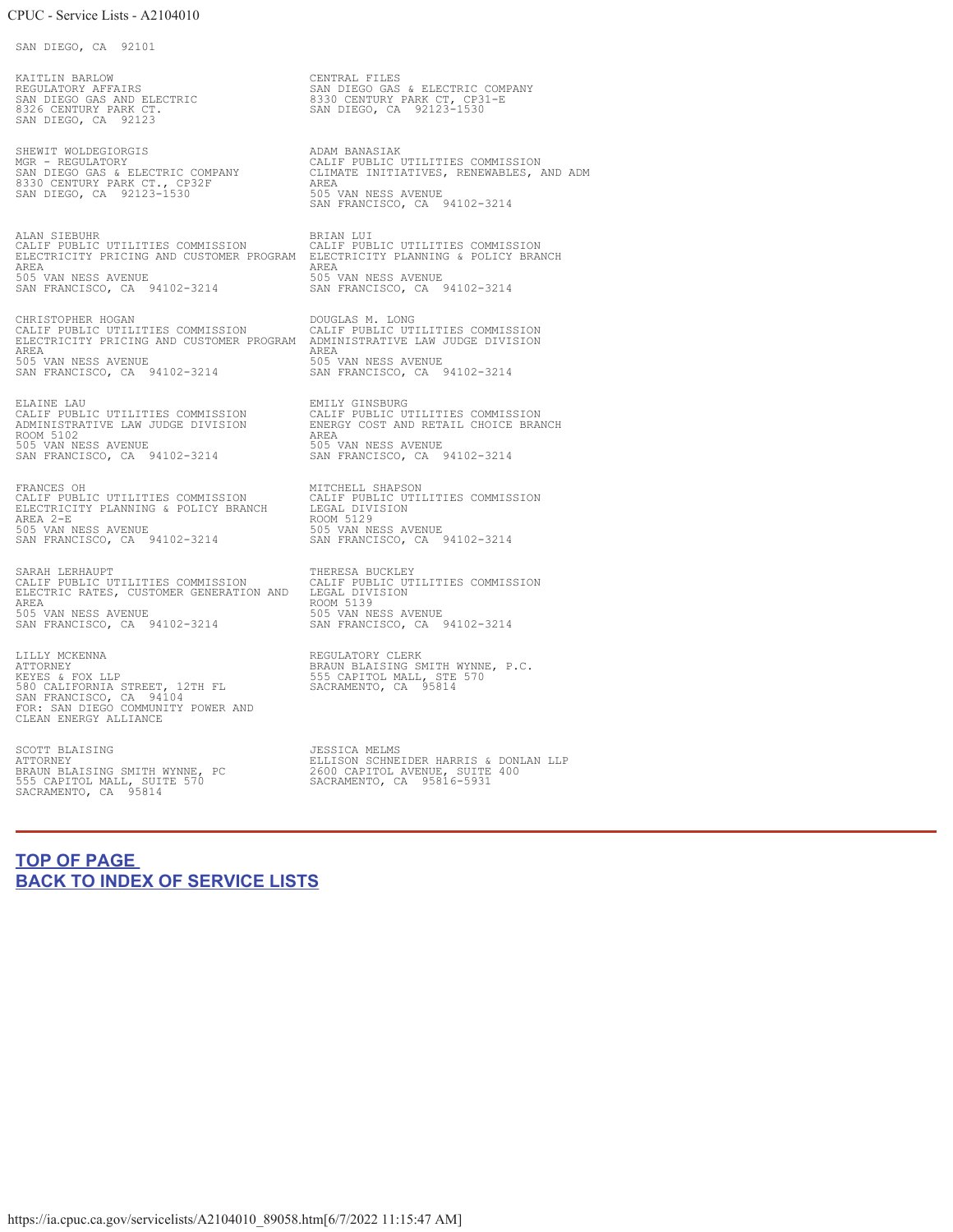SAN DIEGO, CA 92101

KAITLIN BARLOW
REGULATORY AFFAIRS
SAN DIEGO GAS AND ELECTRIC
8326 CENTURY PARK CT.
SAN DIEGO, CA 92123

CENTRAL FILES
SAN DIEGO GAS & ELECTRIC COMPANY
8330 CENTURY PARK CT, CP31-E
SAN DIEGO, CA 92123-1530

SHEWIT WOLDEGIORGIS
MGR - REGULATORY
SAN DIEGO GAS & ELECTRIC COMPANY
8330 CENTURY PARK CT., CP32F
SAN DIEGO, CA 92123-1530

ADAM BANASIAK
CALIF PUBLIC UTILITIES COMMISSION
CLIMATE INITIATIVES, RENEWABLES, AND ADM
AREA
505 VAN NESS AVENUE
SAN FRANCISCO, CA 94102-3214

ALAN SIEBUHR
CALIF PUBLIC UTILITIES COMMISSION
ELECTRICITY PRICING AND CUSTOMER PROGRAM
AREA
505 VAN NESS AVENUE
SAN FRANCISCO, CA 94102-3214

BRIAN LUI
CALIF PUBLIC UTILITIES COMMISSION
ELECTRICITY PLANNING & POLICY BRANCH
AREA
505 VAN NESS AVENUE
SAN FRANCISCO, CA 94102-3214

CHRISTOPHER HOGAN
CALIF PUBLIC UTILITIES COMMISSION
ELECTRICITY PRICING AND CUSTOMER PROGRAM
AREA
505 VAN NESS AVENUE
SAN FRANCISCO, CA 94102-3214

DOUGLAS M. LONG
CALIF PUBLIC UTILITIES COMMISSION
ADMINISTRATIVE LAW JUDGE DIVISION
AREA
505 VAN NESS AVENUE
SAN FRANCISCO, CA 94102-3214

ELAINE LAU
CALIF PUBLIC UTILITIES COMMISSION
ADMINISTRATIVE LAW JUDGE DIVISION
ROOM 5102
505 VAN NESS AVENUE
SAN FRANCISCO, CA 94102-3214

EMILY GINSBURG
CALIF PUBLIC UTILITIES COMMISSION
ENERGY COST AND RETAIL CHOICE BRANCH
AREA
505 VAN NESS AVENUE
SAN FRANCISCO, CA 94102-3214

FRANCES OH
CALIF PUBLIC UTILITIES COMMISSION
ELECTRICITY PLANNING & POLICY BRANCH
AREA 2-E
505 VAN NESS AVENUE
SAN FRANCISCO, CA 94102-3214

MITCHELL SHAPSON
CALIF PUBLIC UTILITIES COMMISSION
LEGAL DIVISION
ROOM 5129
505 VAN NESS AVENUE
SAN FRANCISCO, CA 94102-3214

SARAH LERHAUPT
CALIF PUBLIC UTILITIES COMMISSION
ELECTRIC RATES, CUSTOMER GENERATION AND
AREA
505 VAN NESS AVENUE
SAN FRANCISCO, CA 94102-3214

THERESA BUCKLEY
CALIF PUBLIC UTILITIES COMMISSION
LEGAL DIVISION
ROOM 5139
505 VAN NESS AVENUE
SAN FRANCISCO, CA 94102-3214

LILLY MCKENNA
ATTORNEY
KEYES & FOX LLP
580 CALIFORNIA STREET, 12TH FL
SAN FRANCISCO, CA 94104
FOR: SAN DIEGO COMMUNITY POWER AND CLEAN ENERGY ALLIANCE

REGULATORY CLERK
BRAUN BLAISING SMITH WYNNE, P.C.
555 CAPITOL MALL, STE 570
SACRAMENTO, CA 95814

SCOTT BLAISING
ATTORNEY
BRAUN BLAISING SMITH WYNNE, PC
555 CAPITOL MALL, SUITE 570
SACRAMENTO, CA 95814

JESSICA MELMS
ELLISON SCHNEIDER HARRIS & DONLAN LLP
2600 CAPITOL AVENUE, SUITE 400
SACRAMENTO, CA 95816-5931

---

**TOP OF PAGE**
**BACK TO INDEX OF SERVICE LISTS**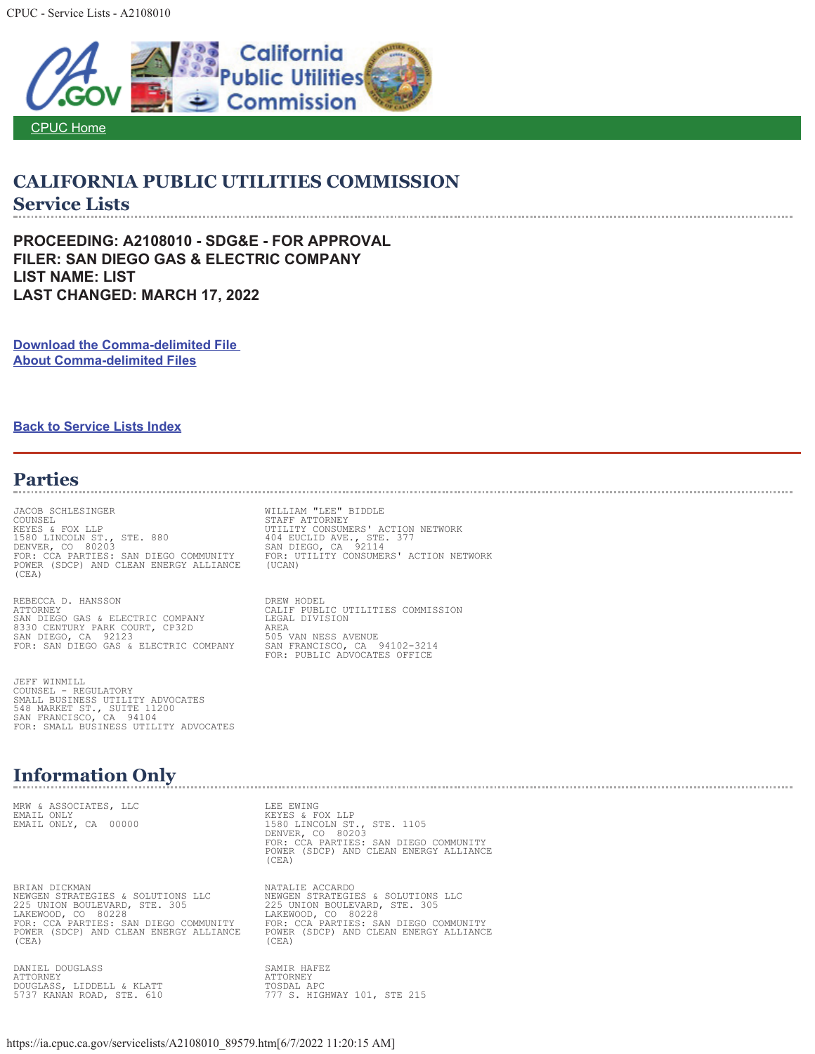# CALIFORNIA PUBLIC UTILITIES COMMISSION

## Service Lists

**PROCEEDING: A2108010 - SDG&E - FOR APPROVAL**
**FILER: SAN DIEGO GAS & ELECTRIC COMPANY**
**LIST NAME: LIST**
**LAST CHANGED: MARCH 17, 2022**

**Download the Comma-delimited File**
**About Comma-delimited Files**

**Back to Service Lists Index**

## Parties

JACOB SCHLESINGER
COUNSEL
KEYES & FOX LLP
1580 LINCOLN ST., STE. 880
DENVER, CO 80203
FOR: CCA PARTIES: SAN DIEGO COMMUNITY POWER (SDCP) AND CLEAN ENERGY ALLIANCE (CEA)

WILLIAM "LEE" BIDDLE
STAFF ATTORNEY
UTILITY CONSUMERS' ACTION NETWORK
404 EUCLID AVE., STE. 377
SAN DIEGO, CA 92114
FOR: UTILITY CONSUMERS' ACTION NETWORK (UCAN)

REBECCA D. HANSSON
ATTORNEY
SAN DIEGO GAS & ELECTRIC COMPANY
8330 CENTURY PARK COURT, CP32D
SAN DIEGO, CA 92123
FOR: SAN DIEGO GAS & ELECTRIC COMPANY

DREW HODEL
CALIF PUBLIC UTILITIES COMMISSION
LEGAL DIVISION
AREA
505 VAN NESS AVENUE
SAN FRANCISCO, CA 94102-3214
FOR: PUBLIC ADVOCATES OFFICE

JEFF WINMILL
COUNSEL - REGULATORY
SMALL BUSINESS UTILITY ADVOCATES
548 MARKET ST., SUITE 11200
SAN FRANCISCO, CA 94104
FOR: SMALL BUSINESS UTILITY ADVOCATES

## Information Only

MRW & ASSOCIATES, LLC
EMAIL ONLY
EMAIL ONLY, CA 00000

LEE EWING
KEYES & FOX LLP
1580 LINCOLN ST., STE. 1105
DENVER, CO 80203
FOR: CCA PARTIES: SAN DIEGO COMMUNITY POWER (SDCP) AND CLEAN ENERGY ALLIANCE (CEA)

BRIAN DICKMAN
NEWGEN STRATEGIES & SOLUTIONS LLC
225 UNION BOULEVARD, STE. 305
LAKEWOOD, CO 80228
FOR: CCA PARTIES: SAN DIEGO COMMUNITY POWER (SDCP) AND CLEAN ENERGY ALLIANCE (CEA)

NATALIE ACCARDO
NEWGEN STRATEGIES & SOLUTIONS LLC
225 UNION BOULEVARD, STE. 305
LAKEWOOD, CO 80228
FOR: CCA PARTIES: SAN DIEGO COMMUNITY POWER (SDCP) AND CLEAN ENERGY ALLIANCE (CEA)

DANIEL DOUGLASS
ATTORNEY
DOUGLASS, LIDDELL & KLATT
5737 KANAN ROAD, STE. 610

SAMIR HAFEZ
ATTORNEY
TOSDAL APC
777 S. HIGHWAY 101, STE 215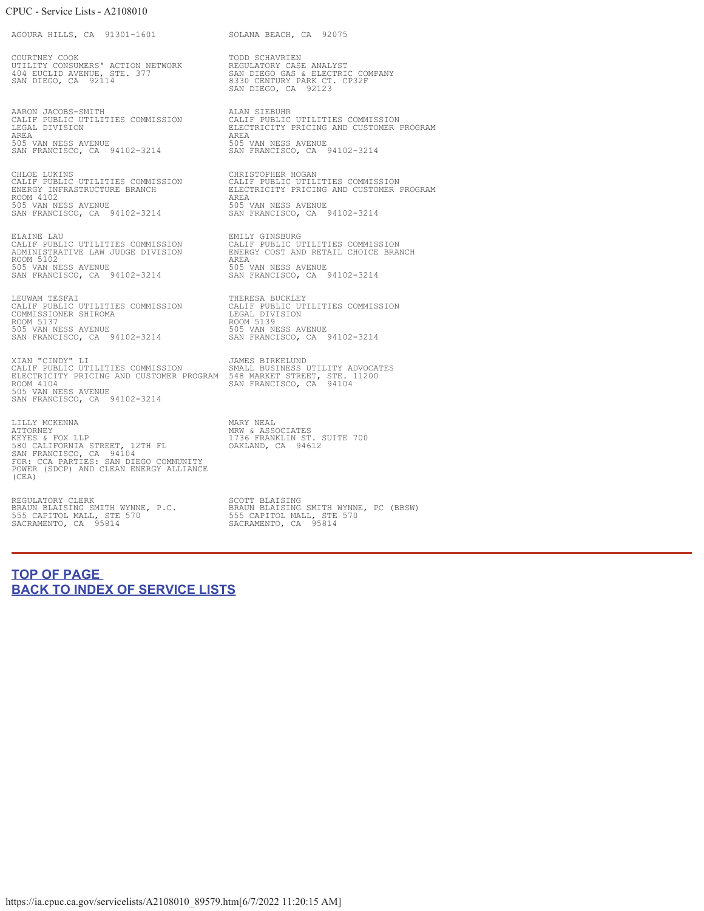AGOURA HILLS, CA 91301-1601

SOLANA BEACH, CA 92075

COURTNEY COOK
UTILITY CONSUMERS' ACTION NETWORK
404 EUCLID AVENUE, STE. 377
SAN DIEGO, CA 92114

TODD SCHAVRIEN
REGULATORY CASE ANALYST
SAN DIEGO GAS & ELECTRIC COMPANY
8330 CENTURY PARK CT. CP32F
SAN DIEGO, CA 92123

AARON JACOBS-SMITH
CALIF PUBLIC UTILITIES COMMISSION
LEGAL DIVISION
AREA
505 VAN NESS AVENUE
SAN FRANCISCO, CA 94102-3214

ALAN SIEBUHR
CALIF PUBLIC UTILITIES COMMISSION
ELECTRICITY PRICING AND CUSTOMER PROGRAM
AREA
505 VAN NESS AVENUE
SAN FRANCISCO, CA 94102-3214

CHLOE LUKINS
CALIF PUBLIC UTILITIES COMMISSION
ENERGY INFRASTRUCTURE BRANCH
ROOM 4102
505 VAN NESS AVENUE
SAN FRANCISCO, CA 94102-3214

CHRISTOPHER HOGAN
CALIF PUBLIC UTILITIES COMMISSION
ELECTRICITY PRICING AND CUSTOMER PROGRAM
AREA
505 VAN NESS AVENUE
SAN FRANCISCO, CA 94102-3214

ELAINE LAU
CALIF PUBLIC UTILITIES COMMISSION
ADMINISTRATIVE LAW JUDGE DIVISION
ROOM 5102
505 VAN NESS AVENUE
SAN FRANCISCO, CA 94102-3214

EMILY GINSBURG
CALIF PUBLIC UTILITIES COMMISSION
ENERGY COST AND RETAIL CHOICE BRANCH
AREA
505 VAN NESS AVENUE
SAN FRANCISCO, CA 94102-3214

LEUWAM TESFAI
CALIF PUBLIC UTILITIES COMMISSION
COMMISSIONER SHIROMA
ROOM 5137
505 VAN NESS AVENUE
SAN FRANCISCO, CA 94102-3214

THERESA BUCKLEY
CALIF PUBLIC UTILITIES COMMISSION
LEGAL DIVISION
ROOM 5139
505 VAN NESS AVENUE
SAN FRANCISCO, CA 94102-3214

XIAN "CINDY" LI
CALIF PUBLIC UTILITIES COMMISSION
ELECTRICITY PRICING AND CUSTOMER PROGRAM
ROOM 4104
505 VAN NESS AVENUE
SAN FRANCISCO, CA 94102-3214

JAMES BIRKELUND
SMALL BUSINESS UTILITY ADVOCATES
548 MARKET STREET, STE. 11200
SAN FRANCISCO, CA 94104

LILLY MCKENNA
ATTORNEY
KEYES & FOX LLP
580 CALIFORNIA STREET, 12TH FL
SAN FRANCISCO, CA 94104
FOR: CCA PARTIES: SAN DIEGO COMMUNITY POWER (SDCP) AND CLEAN ENERGY ALLIANCE (CEA)

MARY NEAL
MRW & ASSOCIATES
1736 FRANKLIN ST. SUITE 700
OAKLAND, CA 94612

REGULATORY CLERK
BRAUN BLAISING SMITH WYNNE, P.C.
555 CAPITOL MALL, STE 570
SACRAMENTO, CA 95814

SCOTT BLAISING
BRAUN BLAISING SMITH WYNNE, PC (BBSW)
555 CAPITOL MALL, STE 570
SACRAMENTO, CA 95814

---

**TOP OF PAGE**
**BACK TO INDEX OF SERVICE LISTS**